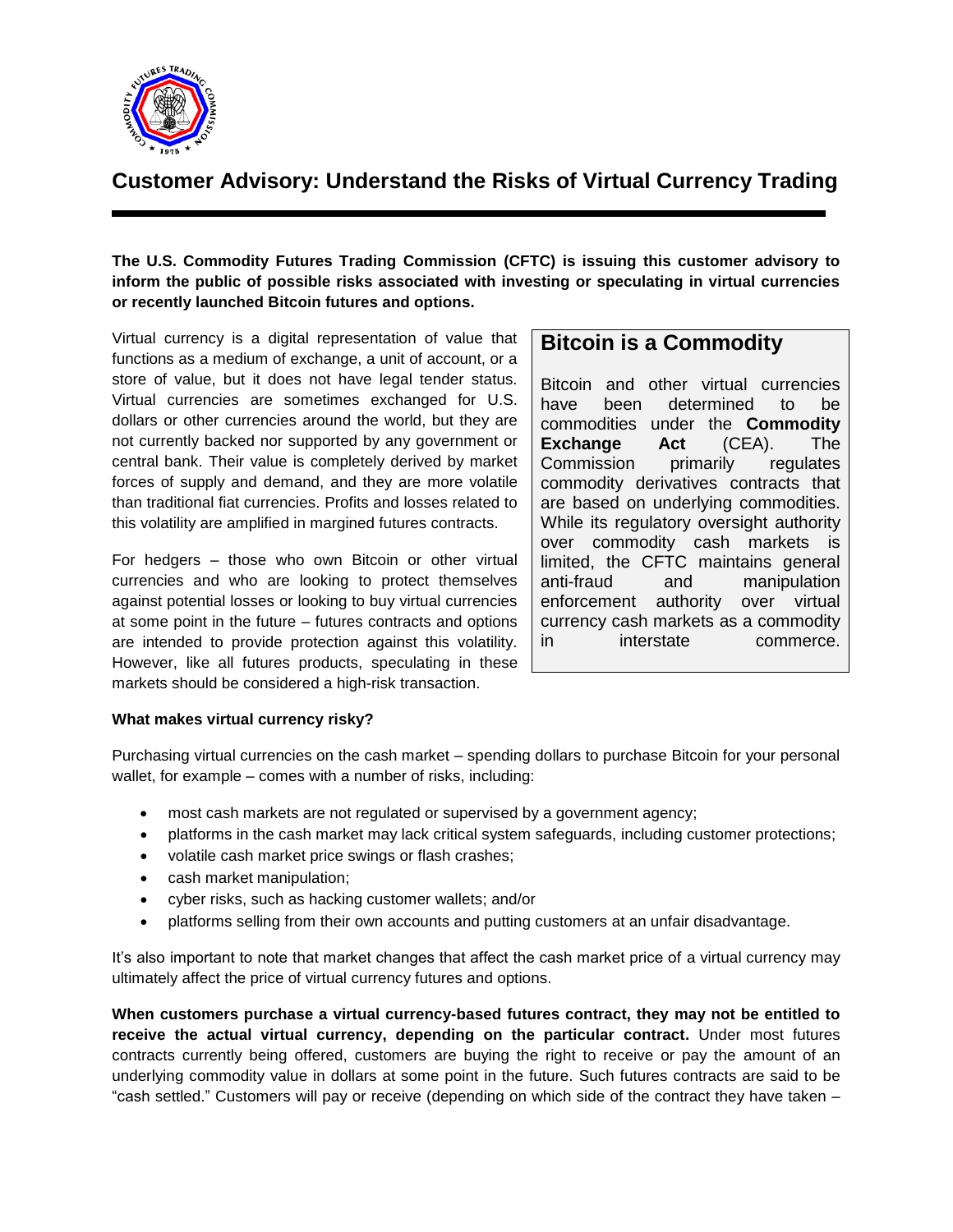# Customer Advisory: Understand the Risks of Virtual Currency Trading

**The U.S. Commodity Futures Trading Commission (CFTC) is issuing this customer advisory to inform the public of possible risks associated with investing or speculating in virtual currencies or recently launched Bitcoin futures and options.**

Virtual currency is a digital representation of value that functions as a medium of exchange, a unit of account, or a store of value, but it does not have legal tender status. Virtual currencies are sometimes exchanged for U.S. dollars or other currencies around the world, but they are not currently backed nor supported by any government or central bank. Their value is completely derived by market forces of supply and demand, and they are more volatile than traditional fiat currencies. Profits and losses related to this volatility are amplified in margined futures contracts.

For hedgers – those who own Bitcoin or other virtual currencies and who are looking to protect themselves against potential losses or looking to buy virtual currencies at some point in the future – futures contracts and options are intended to provide protection against this volatility. However, like all futures products, speculating in these markets should be considered a high-risk transaction.

## Bitcoin is a Commodity

Bitcoin and other virtual currencies have been determined to be commodities under the **Commodity Exchange Act** (CEA). The Commission primarily regulates commodity derivatives contracts that are based on underlying commodities. While its regulatory oversight authority over commodity cash markets is limited, the CFTC maintains general anti-fraud and manipulation enforcement authority over virtual currency cash markets as a commodity in interstate commerce.

**What makes virtual currency risky?**

Purchasing virtual currencies on the cash market – spending dollars to purchase Bitcoin for your personal wallet, for example – comes with a number of risks, including:

- most cash markets are not regulated or supervised by a government agency;
- platforms in the cash market may lack critical system safeguards, including customer protections;
- volatile cash market price swings or flash crashes;
- cash market manipulation;
- cyber risks, such as hacking customer wallets; and/or
- platforms selling from their own accounts and putting customers at an unfair disadvantage.

It's also important to note that market changes that affect the cash market price of a virtual currency may ultimately affect the price of virtual currency futures and options.

**When customers purchase a virtual currency-based futures contract, they may not be entitled to receive the actual virtual currency, depending on the particular contract.** Under most futures contracts currently being offered, customers are buying the right to receive or pay the amount of an underlying commodity value in dollars at some point in the future. Such futures contracts are said to be "cash settled." Customers will pay or receive (depending on which side of the contract they have taken –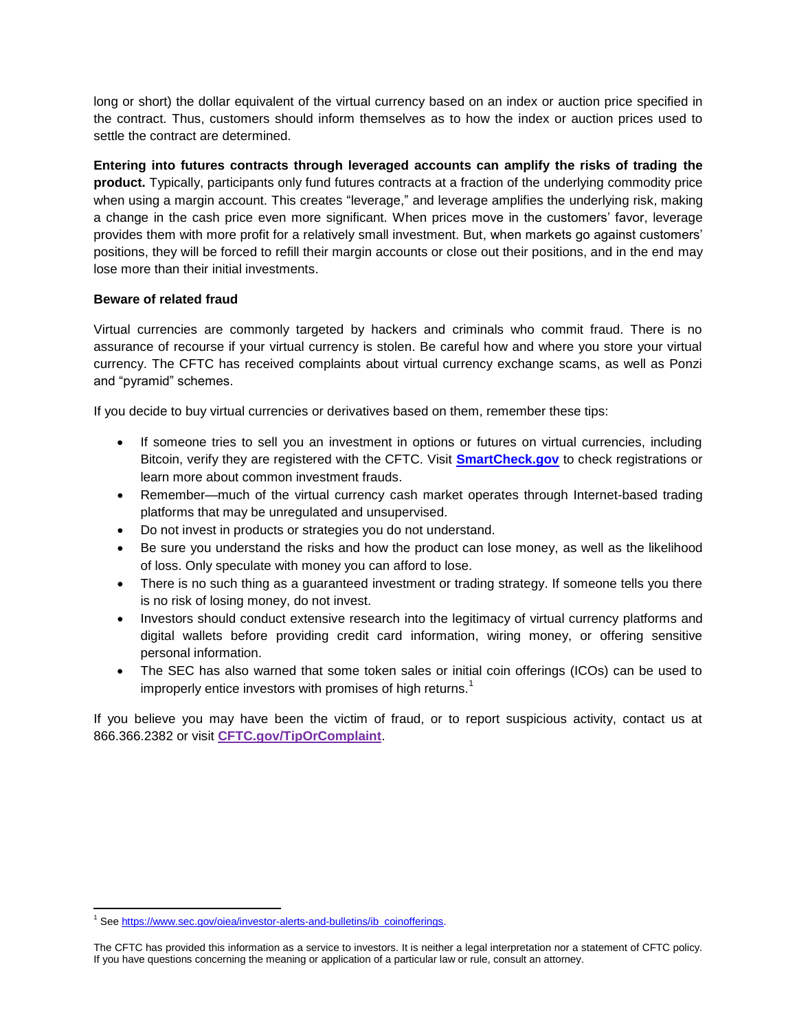long or short) the dollar equivalent of the virtual currency based on an index or auction price specified in the contract. Thus, customers should inform themselves as to how the index or auction prices used to settle the contract are determined.

**Entering into futures contracts through leveraged accounts can amplify the risks of trading the product.** Typically, participants only fund futures contracts at a fraction of the underlying commodity price when using a margin account. This creates "leverage," and leverage amplifies the underlying risk, making a change in the cash price even more significant. When prices move in the customers' favor, leverage provides them with more profit for a relatively small investment. But, when markets go against customers' positions, they will be forced to refill their margin accounts or close out their positions, and in the end may lose more than their initial investments.

**Beware of related fraud**

Virtual currencies are commonly targeted by hackers and criminals who commit fraud. There is no assurance of recourse if your virtual currency is stolen. Be careful how and where you store your virtual currency. The CFTC has received complaints about virtual currency exchange scams, as well as Ponzi and "pyramid" schemes.

If you decide to buy virtual currencies or derivatives based on them, remember these tips:

- If someone tries to sell you an investment in options or futures on virtual currencies, including Bitcoin, verify they are registered with the CFTC. Visit **SmartCheck.gov** to check registrations or learn more about common investment frauds.
- Remember—much of the virtual currency cash market operates through Internet-based trading platforms that may be unregulated and unsupervised.
- Do not invest in products or strategies you do not understand.
- Be sure you understand the risks and how the product can lose money, as well as the likelihood of loss. Only speculate with money you can afford to lose.
- There is no such thing as a guaranteed investment or trading strategy. If someone tells you there is no risk of losing money, do not invest.
- Investors should conduct extensive research into the legitimacy of virtual currency platforms and digital wallets before providing credit card information, wiring money, or offering sensitive personal information.
- The SEC has also warned that some token sales or initial coin offerings (ICOs) can be used to improperly entice investors with promises of high returns.[1]

If you believe you may have been the victim of fraud, or to report suspicious activity, contact us at 866.366.2382 or visit **CFTC.gov/TipOrComplaint**.

[1] See https://www.sec.gov/oiea/investor-alerts-and-bulletins/ib_coinofferings.

The CFTC has provided this information as a service to investors. It is neither a legal interpretation nor a statement of CFTC policy. If you have questions concerning the meaning or application of a particular law or rule, consult an attorney.